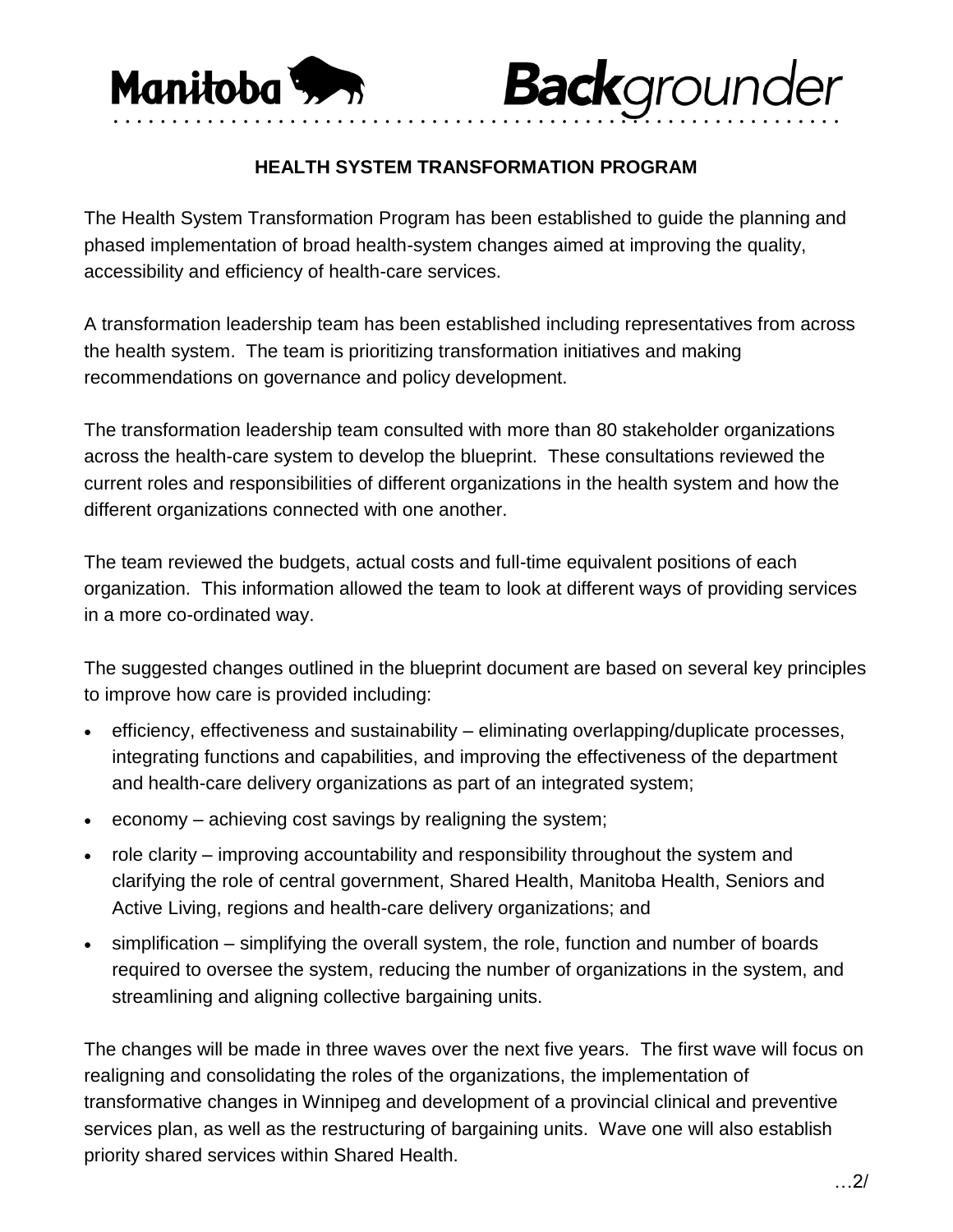Manitoba **Back**grounder

## HEALTH SYSTEM TRANSFORMATION PROGRAM

The Health System Transformation Program has been established to guide the planning and phased implementation of broad health-system changes aimed at improving the quality, accessibility and efficiency of health-care services.

A transformation leadership team has been established including representatives from across the health system. The team is prioritizing transformation initiatives and making recommendations on governance and policy development.

The transformation leadership team consulted with more than 80 stakeholder organizations across the health-care system to develop the blueprint. These consultations reviewed the current roles and responsibilities of different organizations in the health system and how the different organizations connected with one another.

The team reviewed the budgets, actual costs and full-time equivalent positions of each organization. This information allowed the team to look at different ways of providing services in a more co-ordinated way.

The suggested changes outlined in the blueprint document are based on several key principles to improve how care is provided including:

- efficiency, effectiveness and sustainability – eliminating overlapping/duplicate processes, integrating functions and capabilities, and improving the effectiveness of the department and health-care delivery organizations as part of an integrated system;
- economy – achieving cost savings by realigning the system;
- role clarity – improving accountability and responsibility throughout the system and clarifying the role of central government, Shared Health, Manitoba Health, Seniors and Active Living, regions and health-care delivery organizations; and
- simplification – simplifying the overall system, the role, function and number of boards required to oversee the system, reducing the number of organizations in the system, and streamlining and aligning collective bargaining units.

The changes will be made in three waves over the next five years. The first wave will focus on realigning and consolidating the roles of the organizations, the implementation of transformative changes in Winnipeg and development of a provincial clinical and preventive services plan, as well as the restructuring of bargaining units. Wave one will also establish priority shared services within Shared Health.

…2/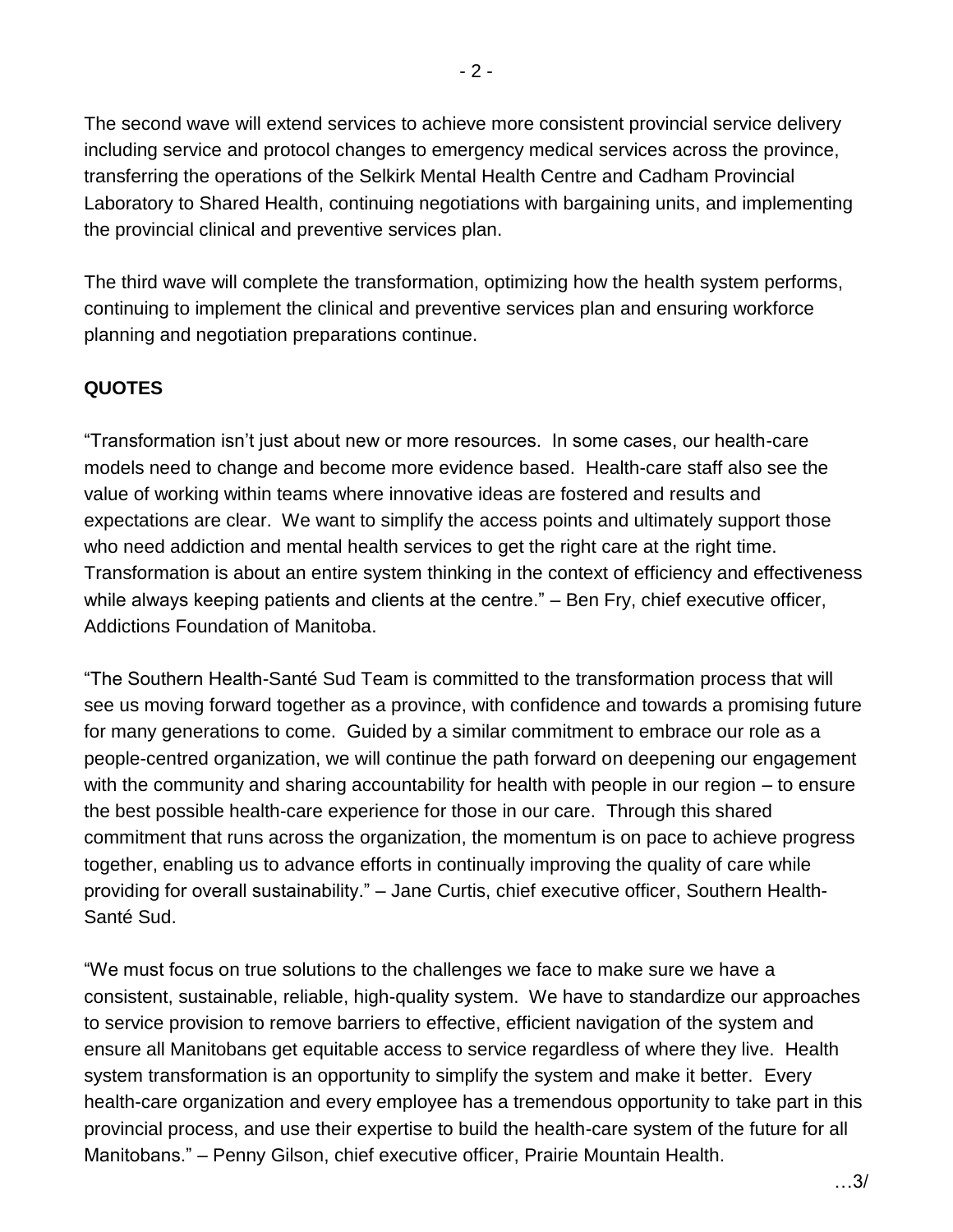The second wave will extend services to achieve more consistent provincial service delivery including service and protocol changes to emergency medical services across the province, transferring the operations of the Selkirk Mental Health Centre and Cadham Provincial Laboratory to Shared Health, continuing negotiations with bargaining units, and implementing the provincial clinical and preventive services plan.

The third wave will complete the transformation, optimizing how the health system performs, continuing to implement the clinical and preventive services plan and ensuring workforce planning and negotiation preparations continue.

**QUOTES**

“Transformation isn’t just about new or more resources. In some cases, our health-care models need to change and become more evidence based. Health-care staff also see the value of working within teams where innovative ideas are fostered and results and expectations are clear. We want to simplify the access points and ultimately support those who need addiction and mental health services to get the right care at the right time. Transformation is about an entire system thinking in the context of efficiency and effectiveness while always keeping patients and clients at the centre.” – Ben Fry, chief executive officer, Addictions Foundation of Manitoba.

“The Southern Health-Santé Sud Team is committed to the transformation process that will see us moving forward together as a province, with confidence and towards a promising future for many generations to come. Guided by a similar commitment to embrace our role as a people-centred organization, we will continue the path forward on deepening our engagement with the community and sharing accountability for health with people in our region – to ensure the best possible health-care experience for those in our care. Through this shared commitment that runs across the organization, the momentum is on pace to achieve progress together, enabling us to advance efforts in continually improving the quality of care while providing for overall sustainability.” – Jane Curtis, chief executive officer, Southern Health-Santé Sud.

“We must focus on true solutions to the challenges we face to make sure we have a consistent, sustainable, reliable, high-quality system. We have to standardize our approaches to service provision to remove barriers to effective, efficient navigation of the system and ensure all Manitobans get equitable access to service regardless of where they live. Health system transformation is an opportunity to simplify the system and make it better. Every health-care organization and every employee has a tremendous opportunity to take part in this provincial process, and use their expertise to build the health-care system of the future for all Manitobans.” – Penny Gilson, chief executive officer, Prairie Mountain Health.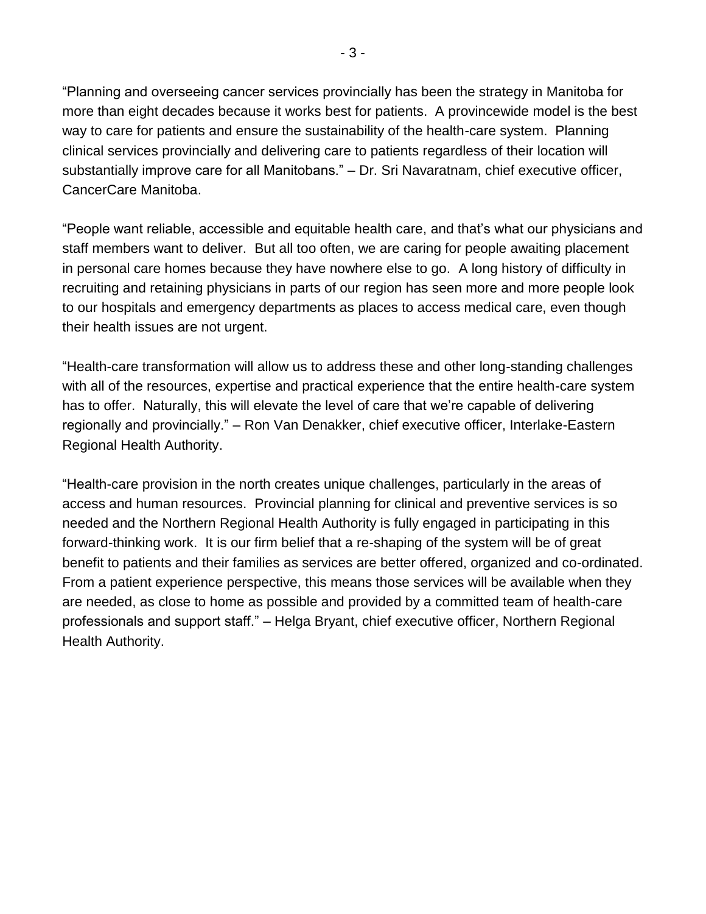"Planning and overseeing cancer services provincially has been the strategy in Manitoba for more than eight decades because it works best for patients.  A provincewide model is the best way to care for patients and ensure the sustainability of the health-care system.  Planning clinical services provincially and delivering care to patients regardless of their location will substantially improve care for all Manitobans." – Dr. Sri Navaratnam, chief executive officer, CancerCare Manitoba.

"People want reliable, accessible and equitable health care, and that's what our physicians and staff members want to deliver.  But all too often, we are caring for people awaiting placement in personal care homes because they have nowhere else to go.  A long history of difficulty in recruiting and retaining physicians in parts of our region has seen more and more people look to our hospitals and emergency departments as places to access medical care, even though their health issues are not urgent.

"Health-care transformation will allow us to address these and other long-standing challenges with all of the resources, expertise and practical experience that the entire health-care system has to offer.  Naturally, this will elevate the level of care that we're capable of delivering regionally and provincially." – Ron Van Denakker, chief executive officer, Interlake-Eastern Regional Health Authority.

"Health-care provision in the north creates unique challenges, particularly in the areas of access and human resources.  Provincial planning for clinical and preventive services is so needed and the Northern Regional Health Authority is fully engaged in participating in this forward-thinking work.  It is our firm belief that a re-shaping of the system will be of great benefit to patients and their families as services are better offered, organized and co-ordinated.  From a patient experience perspective, this means those services will be available when they are needed, as close to home as possible and provided by a committed team of health-care professionals and support staff." – Helga Bryant, chief executive officer, Northern Regional Health Authority.